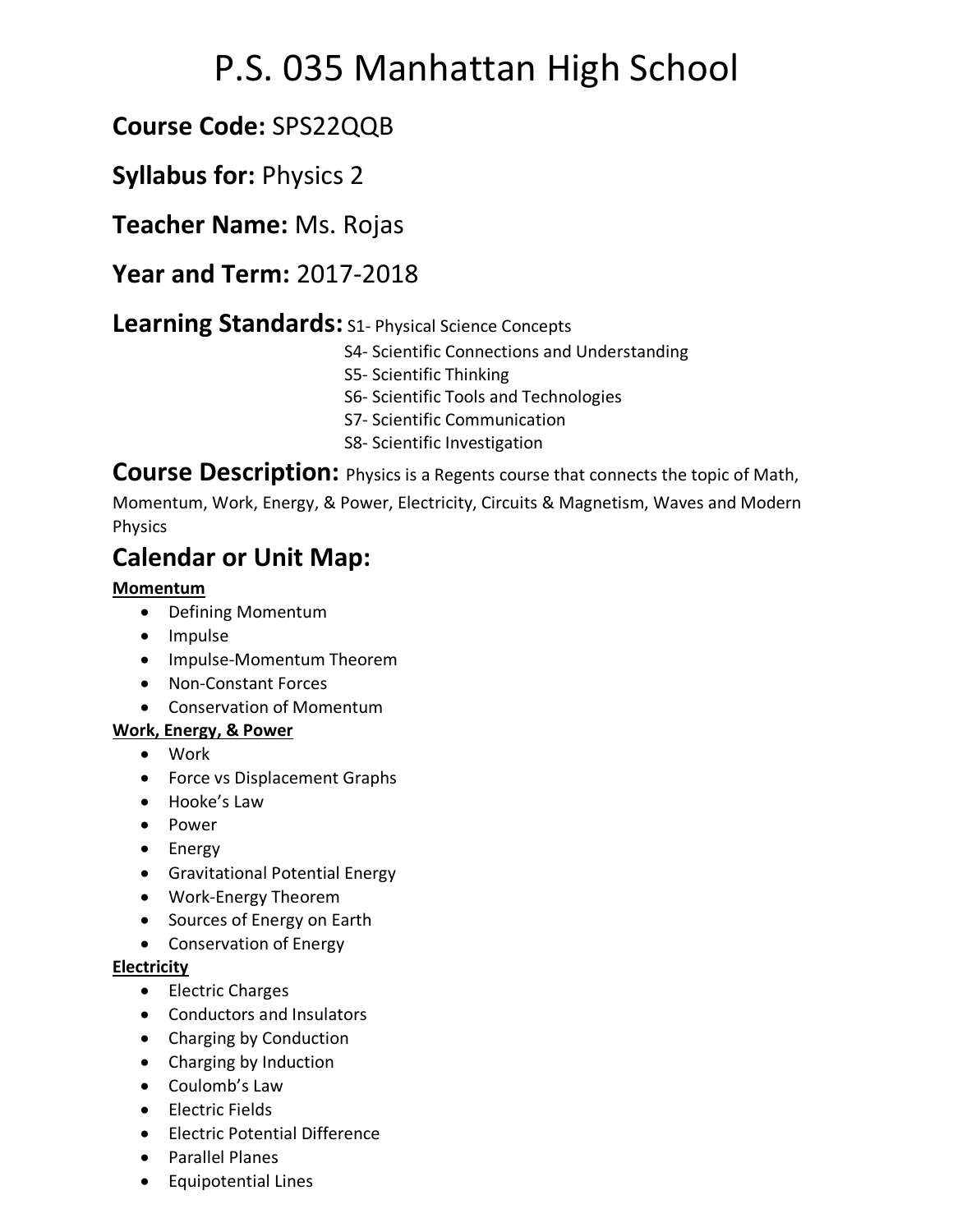# P.S. 035 Manhattan High School

## **Course Code:** SPS22QQB

## **Syllabus for:** Physics 2

## **Teacher Name:** Ms. Rojas

## **Year and Term:** 2017-2018

## **Learning Standards:**

S1- Physical Science Concepts
S4- Scientific Connections and Understanding
S5- Scientific Thinking
S6- Scientific Tools and Technologies
S7- Scientific Communication
S8- Scientific Investigation

## **Course Description:**

Physics is a Regents course that connects the topic of Math, Momentum, Work, Energy, & Power, Electricity, Circuits & Magnetism, Waves and Modern Physics

## Calendar or Unit Map:

**<u>Momentum</u>**

- Defining Momentum
- Impulse
- Impulse-Momentum Theorem
- Non-Constant Forces
- Conservation of Momentum

**<u>Work, Energy, & Power</u>**

- Work
- Force vs Displacement Graphs
- Hooke's Law
- Power
- Energy
- Gravitational Potential Energy
- Work-Energy Theorem
- Sources of Energy on Earth
- Conservation of Energy

**<u>Electricity</u>**

- Electric Charges
- Conductors and Insulators
- Charging by Conduction
- Charging by Induction
- Coulomb's Law
- Electric Fields
- Electric Potential Difference
- Parallel Planes
- Equipotential Lines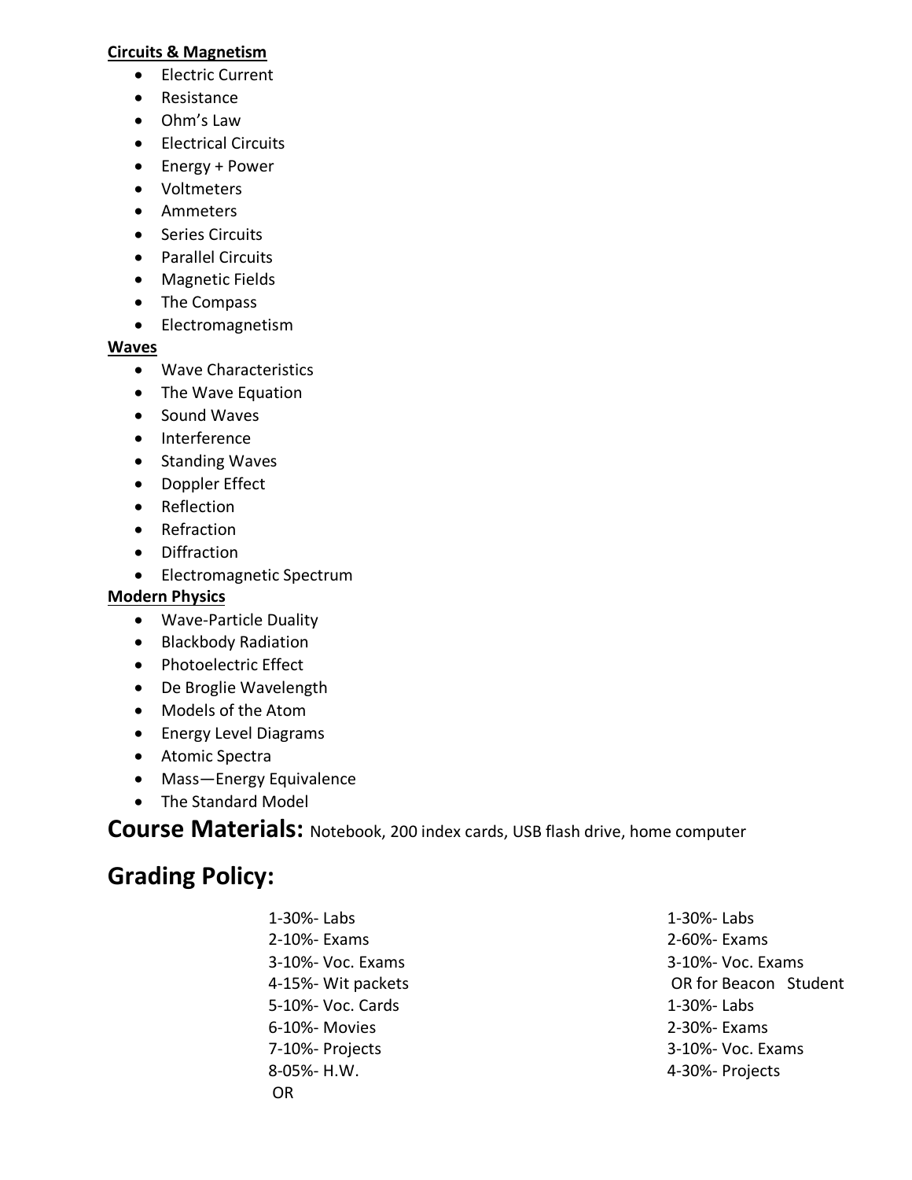**Circuits & Magnetism**

- Electric Current
- Resistance
- Ohm's Law
- Electrical Circuits
- Energy + Power
- Voltmeters
- Ammeters
- Series Circuits
- Parallel Circuits
- Magnetic Fields
- The Compass
- Electromagnetism

**Waves**

- Wave Characteristics
- The Wave Equation
- Sound Waves
- Interference
- Standing Waves
- Doppler Effect
- Reflection
- Refraction
- Diffraction
- Electromagnetic Spectrum

**Modern Physics**

- Wave-Particle Duality
- Blackbody Radiation
- Photoelectric Effect
- De Broglie Wavelength
- Models of the Atom
- Energy Level Diagrams
- Atomic Spectra
- Mass—Energy Equivalence
- The Standard Model

## Course Materials: Notebook, 200 index cards, USB flash drive, home computer

## Grading Policy:

1-30%- Labs
2-10%- Exams
3-10%- Voc. Exams
4-15%- Wit packets
5-10%- Voc. Cards
6-10%- Movies
7-10%- Projects
8-05%- H.W.
OR

1-30%- Labs
2-60%- Exams
3-10%- Voc. Exams
OR for Beacon Student
1-30%- Labs
2-30%- Exams
3-10%- Voc. Exams
4-30%- Projects